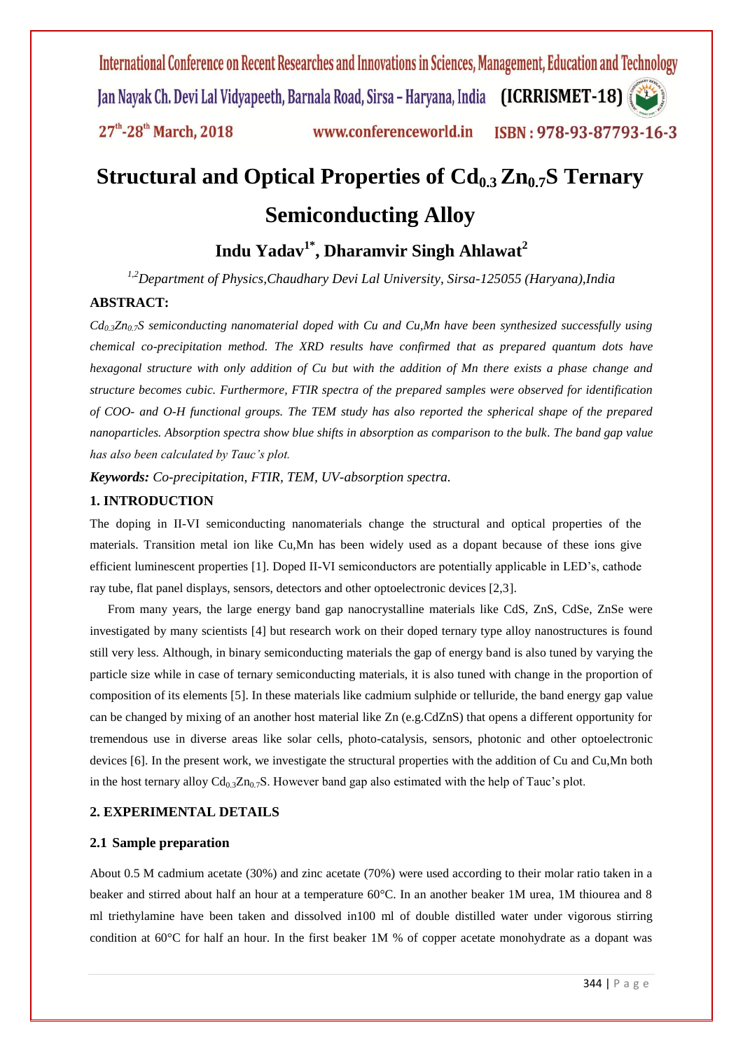# Structural and Optical Properties of $Cd_{0.3}Zn_{0.7}S$ Ternary Semiconducting Alloy

## Indu Yadav[1*], Dharamvir Singh Ahlawat[2]

*[1,2]Department of Physics,Chaudhary Devi Lal University, Sirsa-125055 (Haryana),India*

### ABSTRACT:

*$Cd_{0.3}Zn_{0.7}S$ semiconducting nanomaterial doped with Cu and Cu,Mn have been synthesized successfully using chemical co-precipitation method. The XRD results have confirmed that as prepared quantum dots have hexagonal structure with only addition of Cu but with the addition of Mn there exists a phase change and structure becomes cubic. Furthermore, FTIR spectra of the prepared samples were observed for identification of COO- and O-H functional groups. The TEM study has also reported the spherical shape of the prepared nanoparticles. Absorption spectra show blue shifts in absorption as comparison to the bulk. The band gap value has also been calculated by Tauc's plot.*

***Keywords:*** *Co-precipitation, FTIR, TEM, UV-absorption spectra.*

### 1. INTRODUCTION

The doping in II-VI semiconducting nanomaterials change the structural and optical properties of the materials. Transition metal ion like Cu,Mn has been widely used as a dopant because of these ions give efficient luminescent properties [1]. Doped II-VI semiconductors are potentially applicable in LED's, cathode ray tube, flat panel displays, sensors, detectors and other optoelectronic devices [2,3].

From many years, the large energy band gap nanocrystalline materials like CdS, ZnS, CdSe, ZnSe were investigated by many scientists [4] but research work on their doped ternary type alloy nanostructures is found still very less. Although, in binary semiconducting materials the gap of energy band is also tuned by varying the particle size while in case of ternary semiconducting materials, it is also tuned with change in the proportion of composition of its elements [5]. In these materials like cadmium sulphide or telluride, the band energy gap value can be changed by mixing of an another host material like Zn (e.g.CdZnS) that opens a different opportunity for tremendous use in diverse areas like solar cells, photo-catalysis, sensors, photonic and other optoelectronic devices [6]. In the present work, we investigate the structural properties with the addition of Cu and Cu,Mn both in the host ternary alloy $Cd_{0.3}Zn_{0.7}S$. However band gap also estimated with the help of Tauc's plot.

### 2. EXPERIMENTAL DETAILS

#### 2.1 Sample preparation

About 0.5 M cadmium acetate (30%) and zinc acetate (70%) were used according to their molar ratio taken in a beaker and stirred about half an hour at a temperature 60°C. In an another beaker 1M urea, 1M thiourea and 8 ml triethylamine have been taken and dissolved in100 ml of double distilled water under vigorous stirring condition at 60°C for half an hour. In the first beaker 1M % of copper acetate monohydrate as a dopant was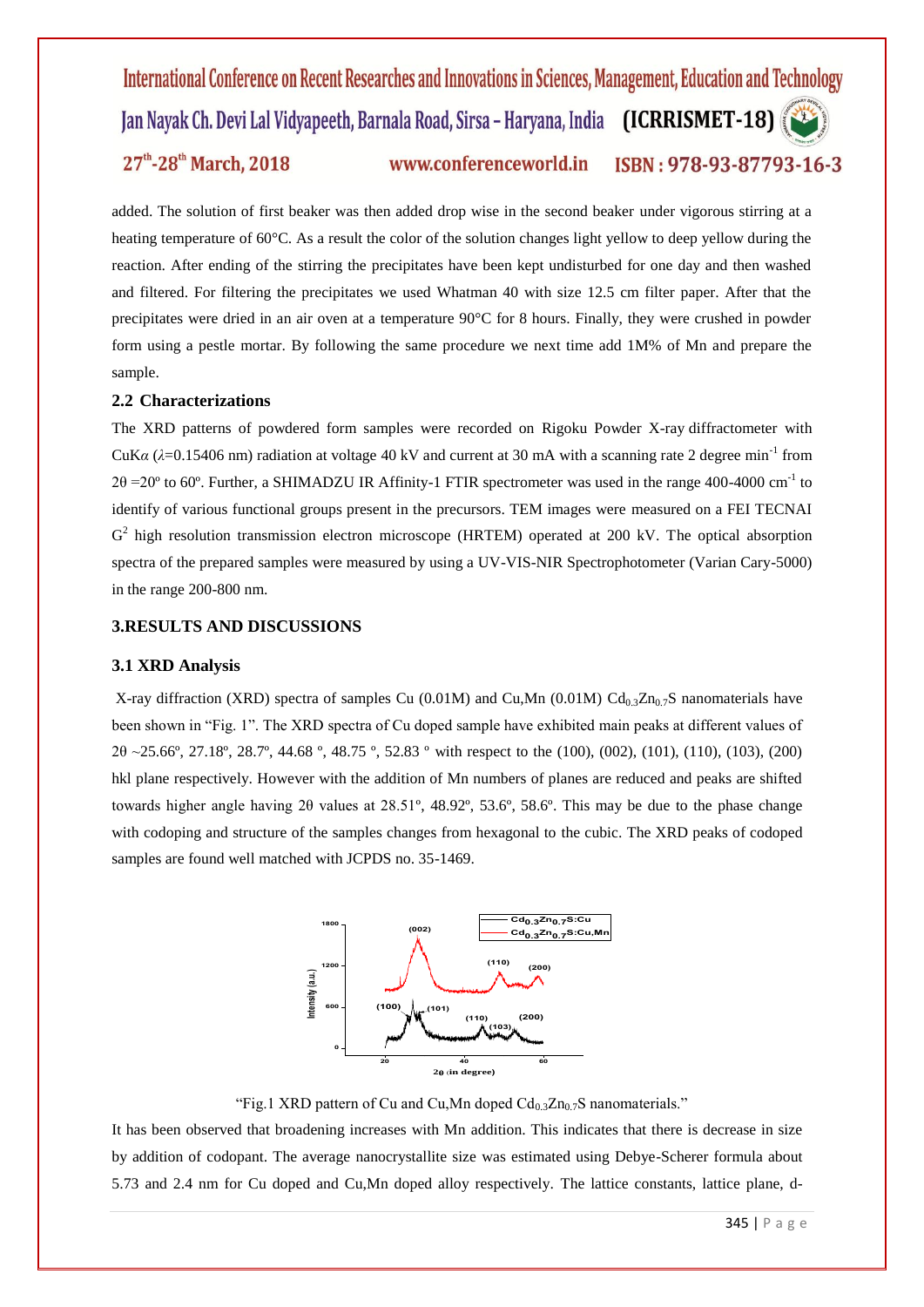added. The solution of first beaker was then added drop wise in the second beaker under vigorous stirring at a heating temperature of 60°C. As a result the color of the solution changes light yellow to deep yellow during the reaction. After ending of the stirring the precipitates have been kept undisturbed for one day and then washed and filtered. For filtering the precipitates we used Whatman 40 with size 12.5 cm filter paper. After that the precipitates were dried in an air oven at a temperature 90°C for 8 hours. Finally, they were crushed in powder form using a pestle mortar. By following the same procedure we next time add 1M% of Mn and prepare the sample.

### 2.2 Characterizations

The XRD patterns of powdered form samples were recorded on Rigoku Powder X-ray diffractometer with CuK$\alpha$ ($\lambda$=0.15406 nm) radiation at voltage 40 kV and current at 30 mA with a scanning rate 2 degree min$^{-1}$ from $2\theta$ =20º to 60º. Further, a SHIMADZU IR Affinity-1 FTIR spectrometer was used in the range 400-4000 cm$^{-1}$ to identify of various functional groups present in the precursors. TEM images were measured on a FEI TECNAI G$^2$ high resolution transmission electron microscope (HRTEM) operated at 200 kV. The optical absorption spectra of the prepared samples were measured by using a UV-VIS-NIR Spectrophotometer (Varian Cary-5000) in the range 200-800 nm.

## 3.RESULTS AND DISCUSSIONS

### 3.1 XRD Analysis

X-ray diffraction (XRD) spectra of samples Cu (0.01M) and Cu,Mn (0.01M) $Cd_{0.3}Zn_{0.7}S$ nanomaterials have been shown in "Fig. 1". The XRD spectra of Cu doped sample have exhibited main peaks at different values of $2\theta$ ~25.66º, 27.18º, 28.7º, 44.68 º, 48.75 º, 52.83 º with respect to the (100), (002), (101), (110), (103), (200) hkl plane respectively. However with the addition of Mn numbers of planes are reduced and peaks are shifted towards higher angle having $2\theta$ values at 28.51º, 48.92º, 53.6º, 58.6º. This may be due to the phase change with codoping and structure of the samples changes from hexagonal to the cubic. The XRD peaks of codoped samples are found well matched with JCPDS no. 35-1469.

"Fig.1 XRD pattern of Cu and Cu,Mn doped $Cd_{0.3}Zn_{0.7}S$ nanomaterials."

It has been observed that broadening increases with Mn addition. This indicates that there is decrease in size by addition of codopant. The average nanocrystallite size was estimated using Debye-Scherer formula about 5.73 and 2.4 nm for Cu doped and Cu,Mn doped alloy respectively. The lattice constants, lattice plane, d-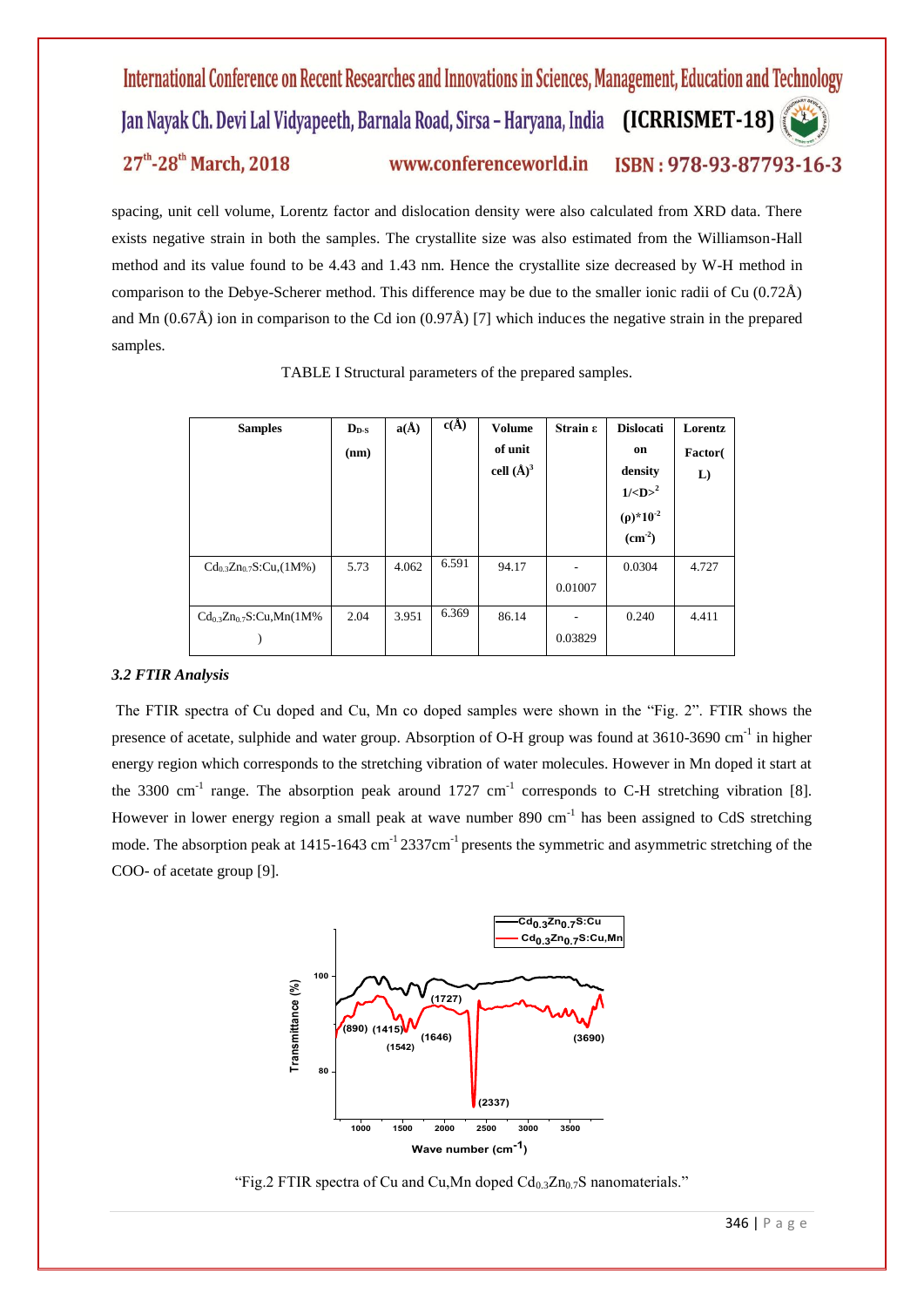spacing, unit cell volume, Lorentz factor and dislocation density were also calculated from XRD data. There exists negative strain in both the samples. The crystallite size was also estimated from the Williamson-Hall method and its value found to be 4.43 and 1.43 nm. Hence the crystallite size decreased by W-H method in comparison to the Debye-Scherer method. This difference may be due to the smaller ionic radii of Cu (0.72Å) and Mn (0.67Å) ion in comparison to the Cd ion (0.97Å) [7] which induces the negative strain in the prepared samples.

TABLE I Structural parameters of the prepared samples.

| Samples | $D_{D\text{-}S}$ (nm) | a(Å) | c(Å) | Volume of unit cell $(Å)^3$ | Strain ε | Dislocation density $1/\langle D\rangle^2$ $(\rho)*10^{-2}$ $(cm^{-2})$ | Lorentz Factor(L) |
|---|---|---|---|---|---|---|---|
| $Cd_{0.3}Zn_{0.7}S$:Cu,(1M%) | 5.73 | 4.062 | 6.591 | 94.17 | -0.01007 | 0.0304 | 4.727 |
| $Cd_{0.3}Zn_{0.7}S$:Cu,Mn(1M%) | 2.04 | 3.951 | 6.369 | 86.14 | -0.03829 | 0.240 | 4.411 |

### *3.2 FTIR Analysis*

The FTIR spectra of Cu doped and Cu, Mn co doped samples were shown in the "Fig. 2". FTIR shows the presence of acetate, sulphide and water group. Absorption of O-H group was found at 3610-3690 $cm^{-1}$ in higher energy region which corresponds to the stretching vibration of water molecules. However in Mn doped it start at the 3300 $cm^{-1}$ range. The absorption peak around 1727 $cm^{-1}$ corresponds to C-H stretching vibration [8]. However in lower energy region a small peak at wave number 890 $cm^{-1}$ has been assigned to CdS stretching mode. The absorption peak at 1415-1643 $cm^{-1}$ 2337$cm^{-1}$ presents the symmetric and asymmetric stretching of the COO- of acetate group [9].

"Fig.2 FTIR spectra of Cu and Cu,Mn doped $Cd_{0.3}Zn_{0.7}S$ nanomaterials."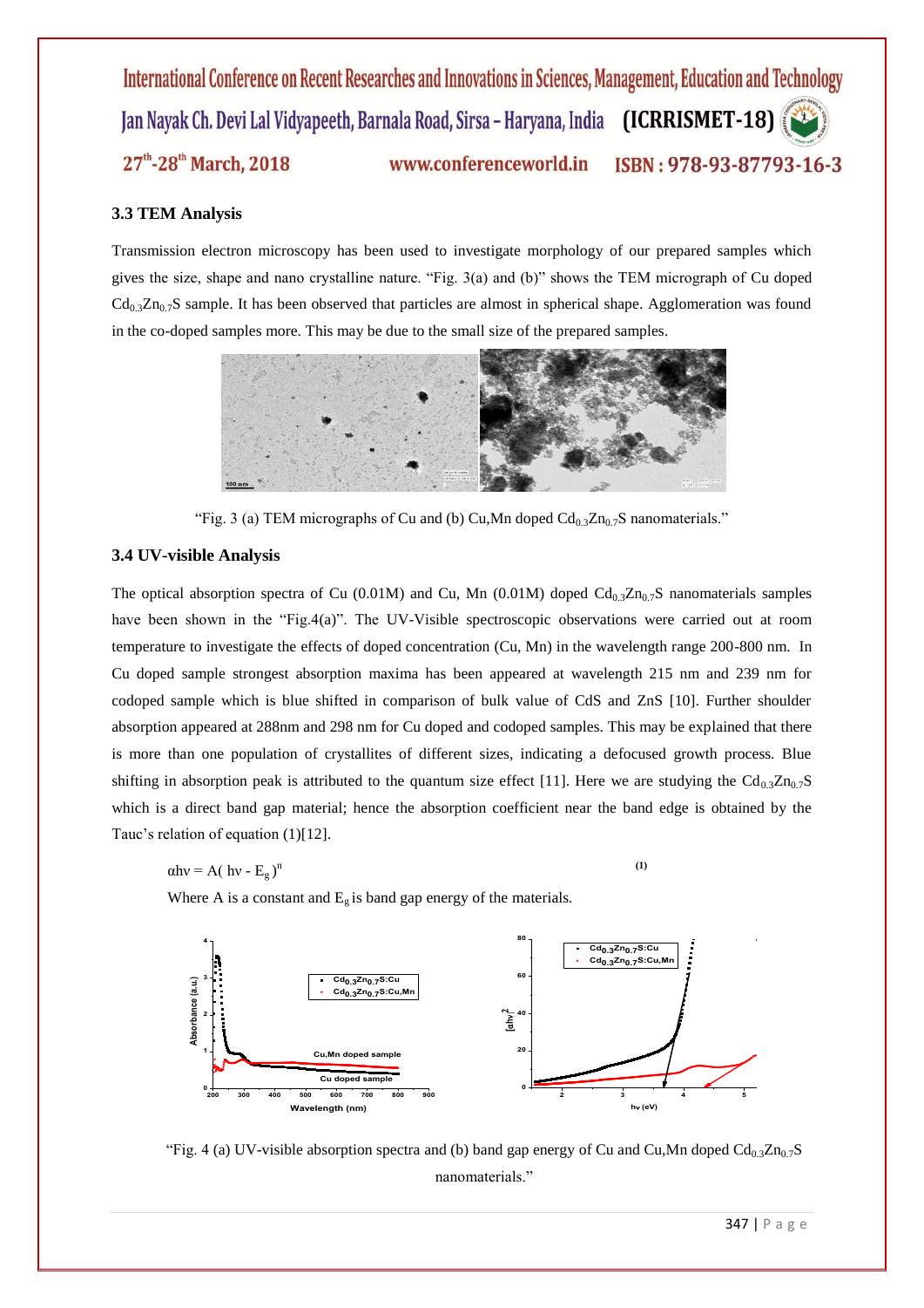### 3.3 TEM Analysis

Transmission electron microscopy has been used to investigate morphology of our prepared samples which gives the size, shape and nano crystalline nature. "Fig. 3(a) and (b)" shows the TEM micrograph of Cu doped $Cd_{0.3}Zn_{0.7}S$ sample. It has been observed that particles are almost in spherical shape. Agglomeration was found in the co-doped samples more. This may be due to the small size of the prepared samples.

"Fig. 3 (a) TEM micrographs of Cu and (b) Cu,Mn doped $Cd_{0.3}Zn_{0.7}S$ nanomaterials."

### 3.4 UV-visible Analysis

The optical absorption spectra of Cu (0.01M) and Cu, Mn (0.01M) doped $Cd_{0.3}Zn_{0.7}S$ nanomaterials samples have been shown in the "Fig.4(a)". The UV-Visible spectroscopic observations were carried out at room temperature to investigate the effects of doped concentration (Cu, Mn) in the wavelength range 200-800 nm. In Cu doped sample strongest absorption maxima has been appeared at wavelength 215 nm and 239 nm for codoped sample which is blue shifted in comparison of bulk value of CdS and ZnS [10]. Further shoulder absorption appeared at 288nm and 298 nm for Cu doped and codoped samples. This may be explained that there is more than one population of crystallites of different sizes, indicating a defocused growth process. Blue shifting in absorption peak is attributed to the quantum size effect [11]. Here we are studying the $Cd_{0.3}Zn_{0.7}S$ which is a direct band gap material; hence the absorption coefficient near the band edge is obtained by the Tauc's relation of equation (1)[12].

$$\alpha h\nu = A(h\nu - E_g)^n \quad (1)$$

Where A is a constant and $E_g$ is band gap energy of the materials.

"Fig. 4 (a) UV-visible absorption spectra and (b) band gap energy of Cu and Cu,Mn doped $Cd_{0.3}Zn_{0.7}S$ nanomaterials."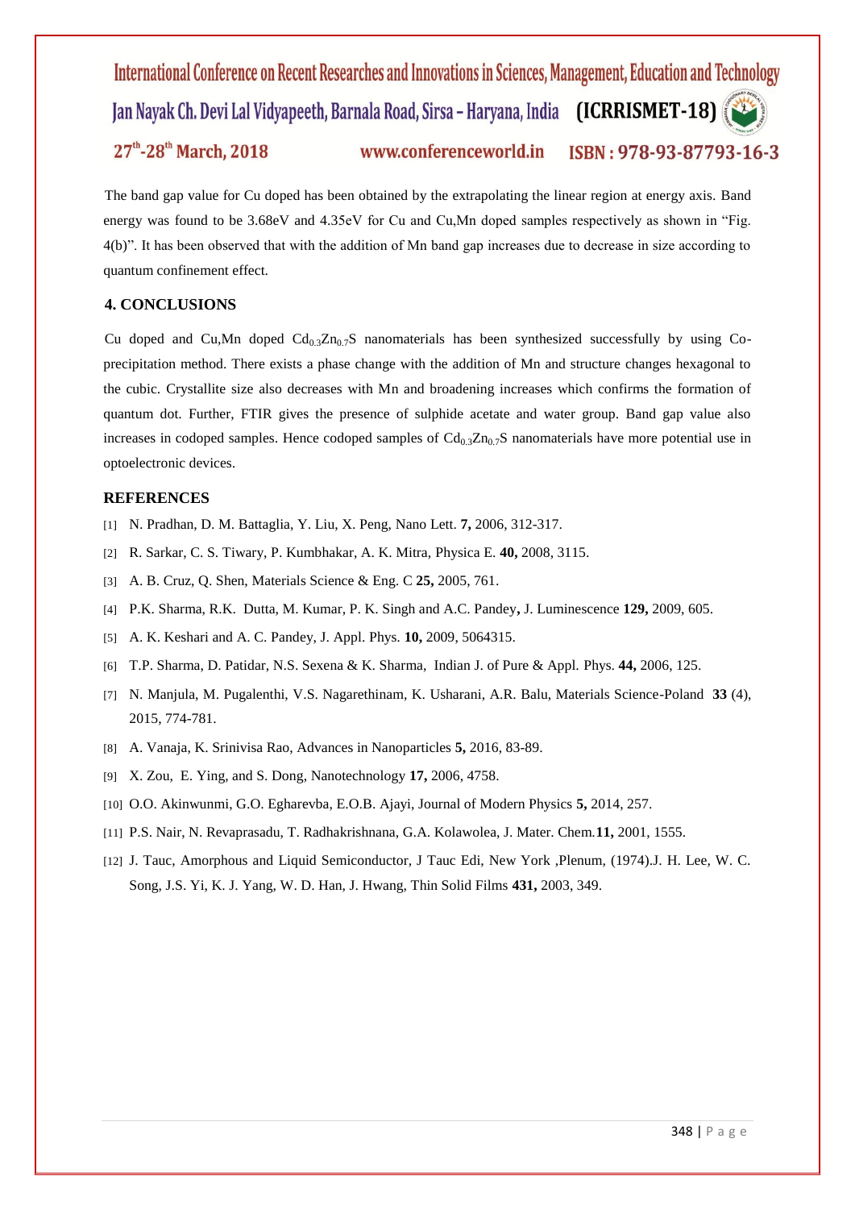The band gap value for Cu doped has been obtained by the extrapolating the linear region at energy axis. Band energy was found to be 3.68eV and 4.35eV for Cu and Cu,Mn doped samples respectively as shown in "Fig. 4(b)". It has been observed that with the addition of Mn band gap increases due to decrease in size according to quantum confinement effect.

## 4. CONCLUSIONS

Cu doped and Cu,Mn doped $Cd_{0.3}Zn_{0.7}S$ nanomaterials has been synthesized successfully by using Co-precipitation method. There exists a phase change with the addition of Mn and structure changes hexagonal to the cubic. Crystallite size also decreases with Mn and broadening increases which confirms the formation of quantum dot. Further, FTIR gives the presence of sulphide acetate and water group. Band gap value also increases in codoped samples. Hence codoped samples of $Cd_{0.3}Zn_{0.7}S$ nanomaterials have more potential use in optoelectronic devices.

## REFERENCES

[1] N. Pradhan, D. M. Battaglia, Y. Liu, X. Peng, Nano Lett. **7,** 2006, 312-317.

[2] R. Sarkar, C. S. Tiwary, P. Kumbhakar, A. K. Mitra, Physica E. **40,** 2008, 3115.

[3] A. B. Cruz, Q. Shen, Materials Science & Eng. C **25,** 2005, 761.

[4] P.K. Sharma, R.K. Dutta, M. Kumar, P. K. Singh and A.C. Pandey**,** J. Luminescence **129,** 2009, 605.

[5] A. K. Keshari and A. C. Pandey, J. Appl. Phys. **10,** 2009, 5064315.

[6] T.P. Sharma, D. Patidar, N.S. Sexena & K. Sharma, Indian J. of Pure & Appl. Phys. **44,** 2006, 125.

[7] N. Manjula, M. Pugalenthi, V.S. Nagarethinam, K. Usharani, A.R. Balu, Materials Science-Poland **33** (4), 2015, 774-781.

[8] A. Vanaja, K. Srinivisa Rao, Advances in Nanoparticles **5,** 2016, 83-89.

[9] X. Zou, E. Ying, and S. Dong, Nanotechnology **17,** 2006, 4758.

[10] O.O. Akinwunmi, G.O. Egharevba, E.O.B. Ajayi, Journal of Modern Physics **5,** 2014, 257.

[11] P.S. Nair, N. Revaprasadu, T. Radhakrishnana, G.A. Kolawolea, J. Mater. Chem.**11,** 2001, 1555.

[12] J. Tauc, Amorphous and Liquid Semiconductor, J Tauc Edi, New York ,Plenum, (1974).J. H. Lee, W. C. Song, J.S. Yi, K. J. Yang, W. D. Han, J. Hwang, Thin Solid Films **431,** 2003, 349.